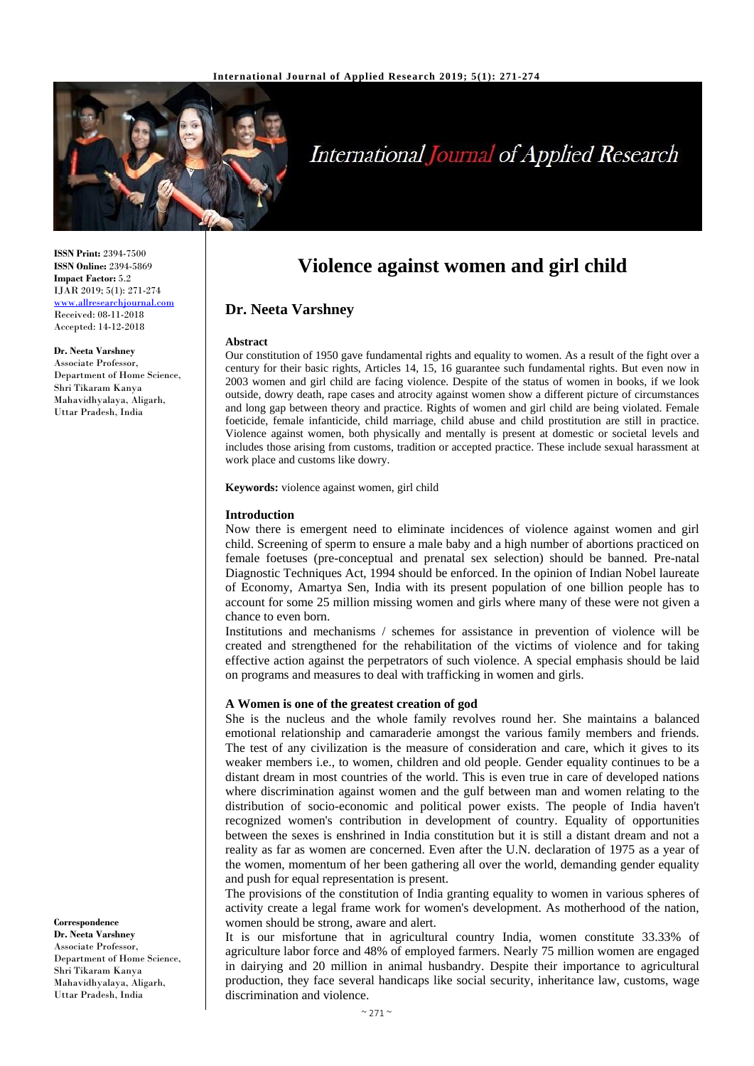# Violence against women and girl child

## Dr. Neeta Varshney

**ISSN Print:** 2394-7500
**ISSN Online:** 2394-5869
**Impact Factor:** 5.2
IJAR 2019; 5(1): 271-274
www.allresearchjournal.com
Received: 08-11-2018
Accepted: 14-12-2018

**Dr. Neeta Varshney**
Associate Professor,
Department of Home Science,
Shri Tikaram Kanya
Mahavidhyalaya, Aligarh,
Uttar Pradesh, India

**Correspondence**
**Dr. Neeta Varshney**
Associate Professor,
Department of Home Science,
Shri Tikaram Kanya
Mahavidhyalaya, Aligarh,
Uttar Pradesh, India

### Abstract

Our constitution of 1950 gave fundamental rights and equality to women. As a result of the fight over a century for their basic rights, Articles 14, 15, 16 guarantee such fundamental rights. But even now in 2003 women and girl child are facing violence. Despite of the status of women in books, if we look outside, dowry death, rape cases and atrocity against women show a different picture of circumstances and long gap between theory and practice. Rights of women and girl child are being violated. Female foeticide, female infanticide, child marriage, child abuse and child prostitution are still in practice. Violence against women, both physically and mentally is present at domestic or societal levels and includes those arising from customs, tradition or accepted practice. These include sexual harassment at work place and customs like dowry.

**Keywords:** violence against women, girl child

### Introduction

Now there is emergent need to eliminate incidences of violence against women and girl child. Screening of sperm to ensure a male baby and a high number of abortions practiced on female foetuses (pre-conceptual and prenatal sex selection) should be banned. Pre-natal Diagnostic Techniques Act, 1994 should be enforced. In the opinion of Indian Nobel laureate of Economy, Amartya Sen, India with its present population of one billion people has to account for some 25 million missing women and girls where many of these were not given a chance to even born.

Institutions and mechanisms / schemes for assistance in prevention of violence will be created and strengthened for the rehabilitation of the victims of violence and for taking effective action against the perpetrators of such violence. A special emphasis should be laid on programs and measures to deal with trafficking in women and girls.

### A Women is one of the greatest creation of god

She is the nucleus and the whole family revolves round her. She maintains a balanced emotional relationship and camaraderie amongst the various family members and friends. The test of any civilization is the measure of consideration and care, which it gives to its weaker members i.e., to women, children and old people. Gender equality continues to be a distant dream in most countries of the world. This is even true in care of developed nations where discrimination against women and the gulf between man and women relating to the distribution of socio-economic and political power exists. The people of India haven't recognized women's contribution in development of country. Equality of opportunities between the sexes is enshrined in India constitution but it is still a distant dream and not a reality as far as women are concerned. Even after the U.N. declaration of 1975 as a year of the women, momentum of her been gathering all over the world, demanding gender equality and push for equal representation is present.

The provisions of the constitution of India granting equality to women in various spheres of activity create a legal frame work for women's development. As motherhood of the nation, women should be strong, aware and alert.

It is our misfortune that in agricultural country India, women constitute 33.33% of agriculture labor force and 48% of employed farmers. Nearly 75 million women are engaged in dairying and 20 million in animal husbandry. Despite their importance to agricultural production, they face several handicaps like social security, inheritance law, customs, wage discrimination and violence.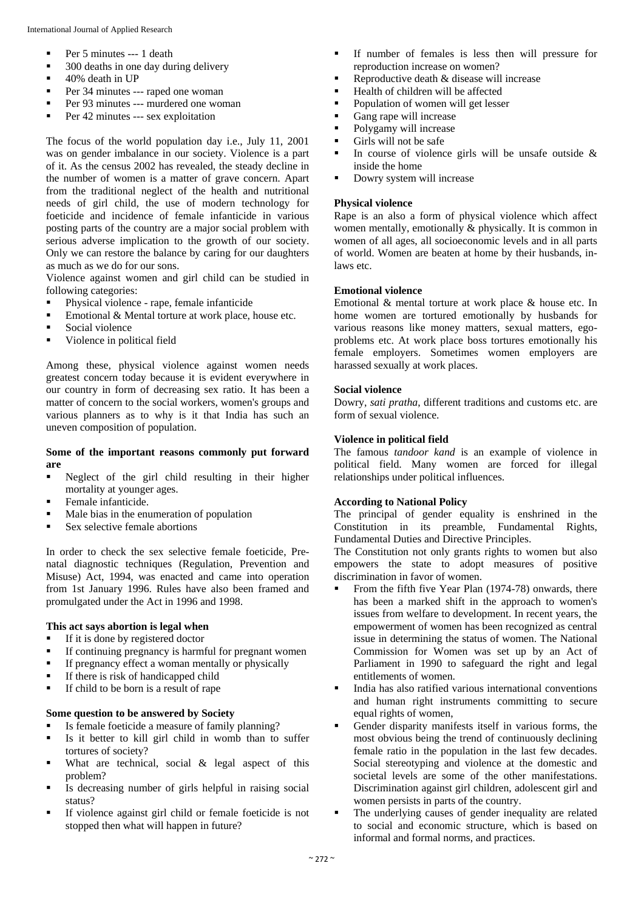- Per 5 minutes --- 1 death
- 300 deaths in one day during delivery
- 40% death in UP
- Per 34 minutes --- raped one woman
- Per 93 minutes --- murdered one woman
- Per 42 minutes --- sex exploitation

The focus of the world population day i.e., July 11, 2001 was on gender imbalance in our society. Violence is a part of it. As the census 2002 has revealed, the steady decline in the number of women is a matter of grave concern. Apart from the traditional neglect of the health and nutritional needs of girl child, the use of modern technology for foeticide and incidence of female infanticide in various posting parts of the country are a major social problem with serious adverse implication to the growth of our society. Only we can restore the balance by caring for our daughters as much as we do for our sons.

Violence against women and girl child can be studied in following categories:

- Physical violence - rape, female infanticide
- Emotional & Mental torture at work place, house etc.
- Social violence
- Violence in political field

Among these, physical violence against women needs greatest concern today because it is evident everywhere in our country in form of decreasing sex ratio. It has been a matter of concern to the social workers, women's groups and various planners as to why is it that India has such an uneven composition of population.

**Some of the important reasons commonly put forward are**

- Neglect of the girl child resulting in their higher mortality at younger ages.
- Female infanticide.
- Male bias in the enumeration of population
- Sex selective female abortions

In order to check the sex selective female foeticide, Pre-natal diagnostic techniques (Regulation, Prevention and Misuse) Act, 1994, was enacted and came into operation from 1st January 1996. Rules have also been framed and promulgated under the Act in 1996 and 1998.

**This act says abortion is legal when**

- If it is done by registered doctor
- If continuing pregnancy is harmful for pregnant women
- If pregnancy effect a woman mentally or physically
- If there is risk of handicapped child
- If child to be born is a result of rape

**Some question to be answered by Society**

- Is female foeticide a measure of family planning?
- Is it better to kill girl child in womb than to suffer tortures of society?
- What are technical, social & legal aspect of this problem?
- Is decreasing number of girls helpful in raising social status?
- If violence against girl child or female foeticide is not stopped then what will happen in future?
- If number of females is less then will pressure for reproduction increase on women?
- Reproductive death & disease will increase
- Health of children will be affected
- Population of women will get lesser
- Gang rape will increase
- Polygamy will increase
- Girls will not be safe
- In course of violence girls will be unsafe outside & inside the home
- Dowry system will increase

**Physical violence**

Rape is an also a form of physical violence which affect women mentally, emotionally & physically. It is common in women of all ages, all socioeconomic levels and in all parts of world. Women are beaten at home by their husbands, in-laws etc.

**Emotional violence**

Emotional & mental torture at work place & house etc. In home women are tortured emotionally by husbands for various reasons like money matters, sexual matters, ego-problems etc. At work place boss tortures emotionally his female employers. Sometimes women employers are harassed sexually at work places.

**Social violence**

Dowry, *sati pratha*, different traditions and customs etc. are form of sexual violence.

**Violence in political field**

The famous *tandoor kand* is an example of violence in political field. Many women are forced for illegal relationships under political influences.

**According to National Policy**

The principal of gender equality is enshrined in the Constitution in its preamble, Fundamental Rights, Fundamental Duties and Directive Principles.

The Constitution not only grants rights to women but also empowers the state to adopt measures of positive discrimination in favor of women.

- From the fifth five Year Plan (1974-78) onwards, there has been a marked shift in the approach to women's issues from welfare to development. In recent years, the empowerment of women has been recognized as central issue in determining the status of women. The National Commission for Women was set up by an Act of Parliament in 1990 to safeguard the right and legal entitlements of women.
- India has also ratified various international conventions and human right instruments committing to secure equal rights of women,
- Gender disparity manifests itself in various forms, the most obvious being the trend of continuously declining female ratio in the population in the last few decades. Social stereotyping and violence at the domestic and societal levels are some of the other manifestations. Discrimination against girl children, adolescent girl and women persists in parts of the country.
- The underlying causes of gender inequality are related to social and economic structure, which is based on informal and formal norms, and practices.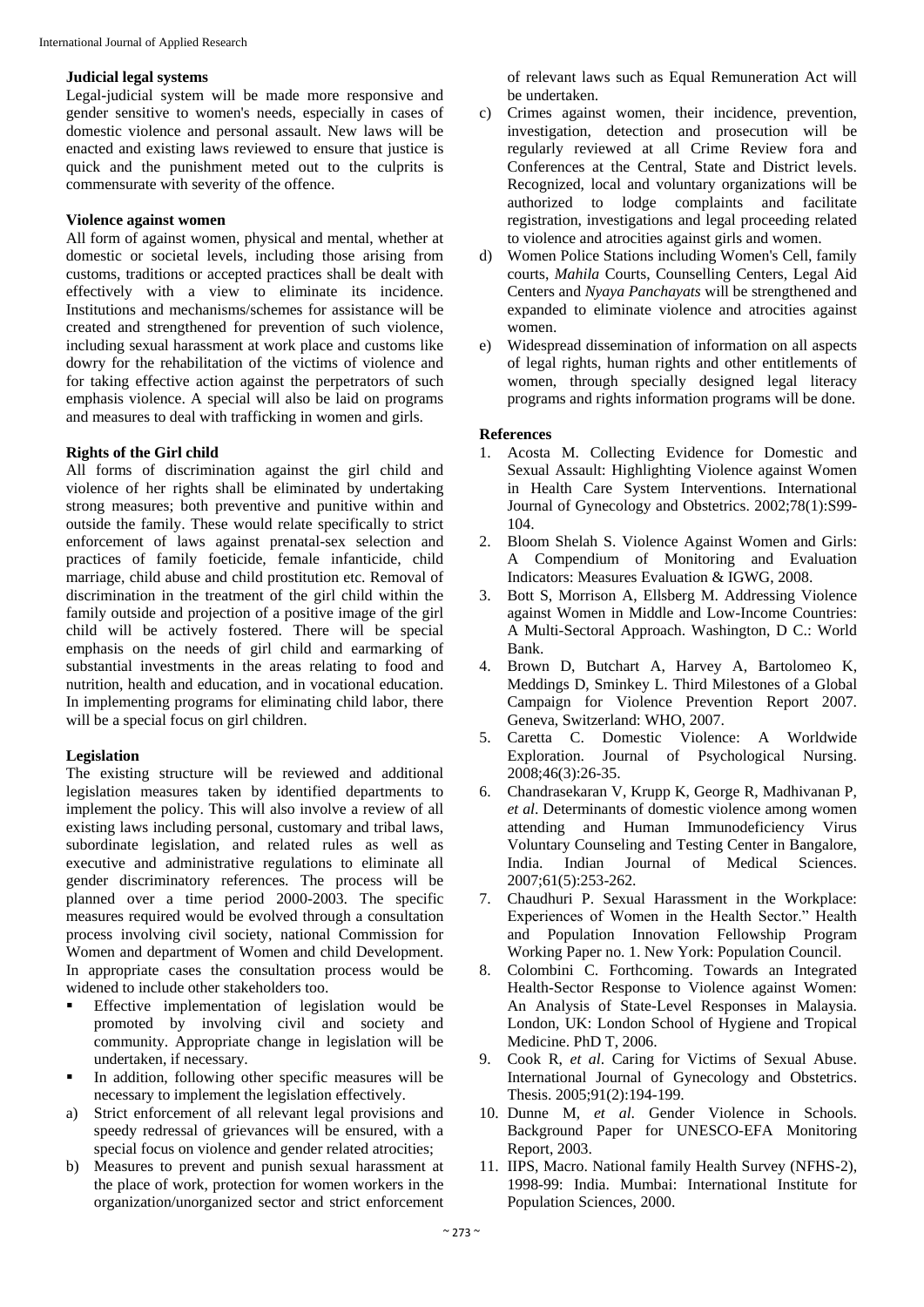**Judicial legal systems**

Legal-judicial system will be made more responsive and gender sensitive to women's needs, especially in cases of domestic violence and personal assault. New laws will be enacted and existing laws reviewed to ensure that justice is quick and the punishment meted out to the culprits is commensurate with severity of the offence.

**Violence against women**

All form of against women, physical and mental, whether at domestic or societal levels, including those arising from customs, traditions or accepted practices shall be dealt with effectively with a view to eliminate its incidence. Institutions and mechanisms/schemes for assistance will be created and strengthened for prevention of such violence, including sexual harassment at work place and customs like dowry for the rehabilitation of the victims of violence and for taking effective action against the perpetrators of such emphasis violence. A special will also be laid on programs and measures to deal with trafficking in women and girls.

**Rights of the Girl child**

All forms of discrimination against the girl child and violence of her rights shall be eliminated by undertaking strong measures; both preventive and punitive within and outside the family. These would relate specifically to strict enforcement of laws against prenatal-sex selection and practices of family foeticide, female infanticide, child marriage, child abuse and child prostitution etc. Removal of discrimination in the treatment of the girl child within the family outside and projection of a positive image of the girl child will be actively fostered. There will be special emphasis on the needs of girl child and earmarking of substantial investments in the areas relating to food and nutrition, health and education, and in vocational education. In implementing programs for eliminating child labor, there will be a special focus on girl children.

**Legislation**

The existing structure will be reviewed and additional legislation measures taken by identified departments to implement the policy. This will also involve a review of all existing laws including personal, customary and tribal laws, subordinate legislation, and related rules as well as executive and administrative regulations to eliminate all gender discriminatory references. The process will be planned over a time period 2000-2003. The specific measures required would be evolved through a consultation process involving civil society, national Commission for Women and department of Women and child Development. In appropriate cases the consultation process would be widened to include other stakeholders too.

- Effective implementation of legislation would be promoted by involving civil and society and community. Appropriate change in legislation will be undertaken, if necessary.
- In addition, following other specific measures will be necessary to implement the legislation effectively.

a) Strict enforcement of all relevant legal provisions and speedy redressal of grievances will be ensured, with a special focus on violence and gender related atrocities;

b) Measures to prevent and punish sexual harassment at the place of work, protection for women workers in the organization/unorganized sector and strict enforcement of relevant laws such as Equal Remuneration Act will be undertaken.

c) Crimes against women, their incidence, prevention, investigation, detection and prosecution will be regularly reviewed at all Crime Review fora and Conferences at the Central, State and District levels. Recognized, local and voluntary organizations will be authorized to lodge complaints and facilitate registration, investigations and legal proceeding related to violence and atrocities against girls and women.

d) Women Police Stations including Women's Cell, family courts, *Mahila* Courts, Counselling Centers, Legal Aid Centers and *Nyaya Panchayats* will be strengthened and expanded to eliminate violence and atrocities against women.

e) Widespread dissemination of information on all aspects of legal rights, human rights and other entitlements of women, through specially designed legal literacy programs and rights information programs will be done.

**References**

1. Acosta M. Collecting Evidence for Domestic and Sexual Assault: Highlighting Violence against Women in Health Care System Interventions. International Journal of Gynecology and Obstetrics. 2002;78(1):S99-104.
2. Bloom Shelah S. Violence Against Women and Girls: A Compendium of Monitoring and Evaluation Indicators: Measures Evaluation & IGWG, 2008.
3. Bott S, Morrison A, Ellsberg M. Addressing Violence against Women in Middle and Low-Income Countries: A Multi-Sectoral Approach. Washington, D C.: World Bank.
4. Brown D, Butchart A, Harvey A, Bartolomeo K, Meddings D, Sminkey L. Third Milestones of a Global Campaign for Violence Prevention Report 2007. Geneva, Switzerland: WHO, 2007.
5. Caretta C. Domestic Violence: A Worldwide Exploration. Journal of Psychological Nursing. 2008;46(3):26-35.
6. Chandrasekaran V, Krupp K, George R, Madhivanan P, *et al*. Determinants of domestic violence among women attending and Human Immunodeficiency Virus Voluntary Counseling and Testing Center in Bangalore, India. Indian Journal of Medical Sciences. 2007;61(5):253-262.
7. Chaudhuri P. Sexual Harassment in the Workplace: Experiences of Women in the Health Sector." Health and Population Innovation Fellowship Program Working Paper no. 1. New York: Population Council.
8. Colombini C. Forthcoming. Towards an Integrated Health-Sector Response to Violence against Women: An Analysis of State-Level Responses in Malaysia. London, UK: London School of Hygiene and Tropical Medicine. PhD T, 2006.
9. Cook R, *et al*. Caring for Victims of Sexual Abuse. International Journal of Gynecology and Obstetrics. Thesis. 2005;91(2):194-199.
10. Dunne M, *et al*. Gender Violence in Schools. Background Paper for UNESCO-EFA Monitoring Report, 2003.
11. IIPS, Macro. National family Health Survey (NFHS-2), 1998-99: India. Mumbai: International Institute for Population Sciences, 2000.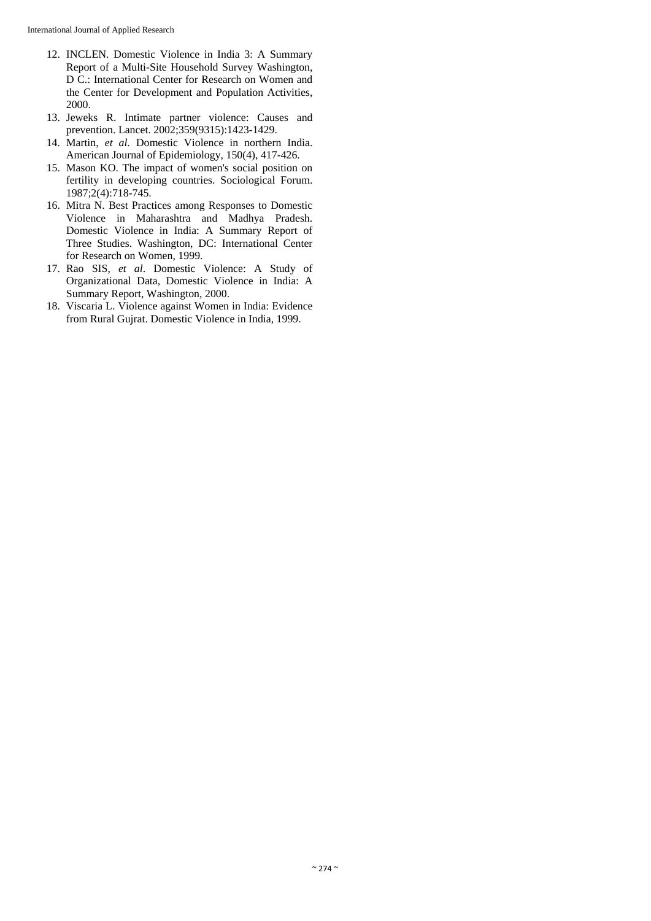12. INCLEN. Domestic Violence in India 3: A Summary Report of a Multi-Site Household Survey Washington, D C.: International Center for Research on Women and the Center for Development and Population Activities, 2000.
13. Jeweks R. Intimate partner violence: Causes and prevention. Lancet. 2002;359(9315):1423-1429.
14. Martin, *et al*. Domestic Violence in northern India. American Journal of Epidemiology, 150(4), 417-426.
15. Mason KO. The impact of women's social position on fertility in developing countries. Sociological Forum. 1987;2(4):718-745.
16. Mitra N. Best Practices among Responses to Domestic Violence in Maharashtra and Madhya Pradesh. Domestic Violence in India: A Summary Report of Three Studies. Washington, DC: International Center for Research on Women, 1999.
17. Rao SIS, *et al*. Domestic Violence: A Study of Organizational Data, Domestic Violence in India: A Summary Report, Washington, 2000.
18. Viscaria L. Violence against Women in India: Evidence from Rural Gujrat. Domestic Violence in India, 1999.